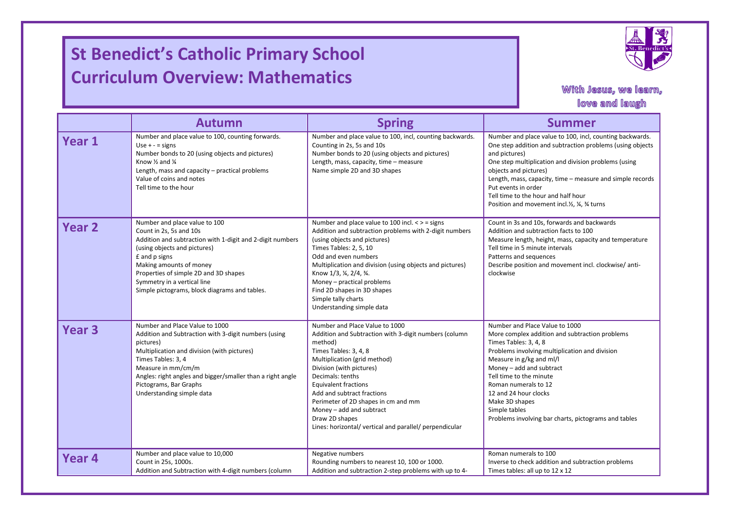# St Benedict's Catholic Primary School
# Curriculum Overview: Mathematics

With Jesus, we learn, love and laugh

| | Autumn | Spring | Summer |
|---|---|---|---|
| **Year 1** | Number and place value to 100, counting forwards.<br>Use + - = signs<br>Number bonds to 20 (using objects and pictures)<br>Know ½ and ¼<br>Length, mass and capacity – practical problems<br>Value of coins and notes<br>Tell time to the hour | Number and place value to 100, incl, counting backwards.<br>Counting in 2s, 5s and 10s<br>Number bonds to 20 (using objects and pictures)<br>Length, mass, capacity, time – measure<br>Name simple 2D and 3D shapes | Number and place value to 100, incl, counting backwards.<br>One step addition and subtraction problems (using objects and pictures)<br>One step multiplication and division problems (using objects and pictures)<br>Length, mass, capacity, time – measure and simple records<br>Put events in order<br>Tell time to the hour and half hour<br>Position and movement incl.½, ¼, ¾ turns |
| **Year 2** | Number and place value to 100<br>Count in 2s, 5s and 10s<br>Addition and subtraction with 1-digit and 2-digit numbers (using objects and pictures)<br>£ and p signs<br>Making amounts of money<br>Properties of simple 2D and 3D shapes<br>Symmetry in a vertical line<br>Simple pictograms, block diagrams and tables. | Number and place value to 100 incl. < > = signs<br>Addition and subtraction problems with 2-digit numbers (using objects and pictures)<br>Times Tables: 2, 5, 10<br>Odd and even numbers<br>Multiplication and division (using objects and pictures)<br>Know 1/3, ¼, 2/4, ¾.<br>Money – practical problems<br>Find 2D shapes in 3D shapes<br>Simple tally charts<br>Understanding simple data | Count in 3s and 10s, forwards and backwards<br>Addition and subtraction facts to 100<br>Measure length, height, mass, capacity and temperature<br>Tell time in 5 minute intervals<br>Patterns and sequences<br>Describe position and movement incl. clockwise/ anti-clockwise |
| **Year 3** | Number and Place Value to 1000<br>Addition and Subtraction with 3-digit numbers (using pictures)<br>Multiplication and division (with pictures)<br>Times Tables: 3, 4<br>Measure in mm/cm/m<br>Angles: right angles and bigger/smaller than a right angle<br>Pictograms, Bar Graphs<br>Understanding simple data | Number and Place Value to 1000<br>Addition and Subtraction with 3-digit numbers (column method)<br>Times Tables: 3, 4, 8<br>Multiplication (grid method)<br>Division (with pictures)<br>Decimals: tenths<br>Equivalent fractions<br>Add and subtract fractions<br>Perimeter of 2D shapes in cm and mm<br>Money – add and subtract<br>Draw 2D shapes<br>Lines: horizontal/ vertical and parallel/ perpendicular | Number and Place Value to 1000<br>More complex addition and subtraction problems<br>Times Tables: 3, 4, 8<br>Problems involving multiplication and division<br>Measure in g/kg and ml/l<br>Money – add and subtract<br>Tell time to the minute<br>Roman numerals to 12<br>12 and 24 hour clocks<br>Make 3D shapes<br>Simple tables<br>Problems involving bar charts, pictograms and tables |
| **Year 4** | Number and place value to 10,000<br>Count in 25s, 1000s.<br>Addition and Subtraction with 4-digit numbers (column | Negative numbers<br>Rounding numbers to nearest 10, 100 or 1000.<br>Addition and subtraction 2-step problems with up to 4- | Roman numerals to 100<br>Inverse to check addition and subtraction problems<br>Times tables: all up to 12 x 12 |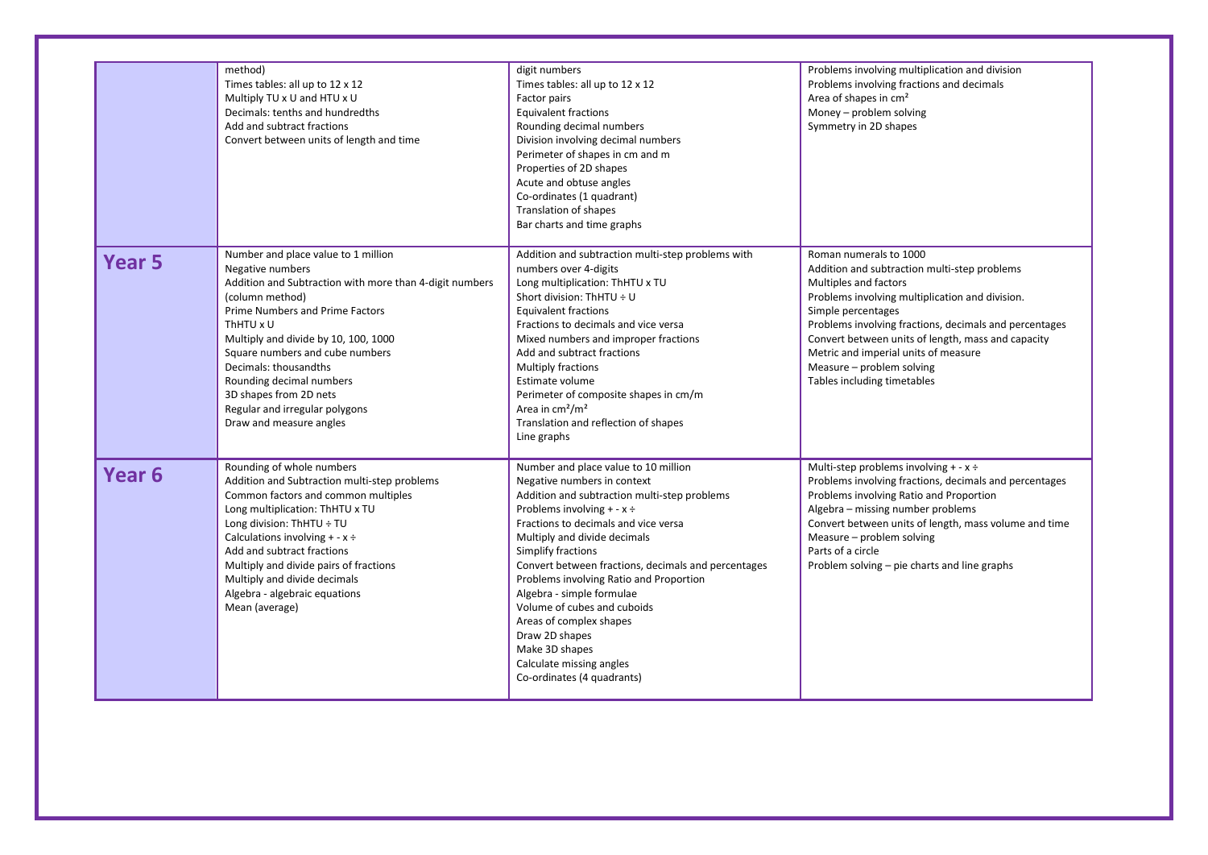| | | | |
|---|---|---|---|
| | method)<br>Times tables: all up to 12 x 12<br>Multiply TU x U and HTU x U<br>Decimals: tenths and hundredths<br>Add and subtract fractions<br>Convert between units of length and time | digit numbers<br>Times tables: all up to 12 x 12<br>Factor pairs<br>Equivalent fractions<br>Rounding decimal numbers<br>Division involving decimal numbers<br>Perimeter of shapes in cm and m<br>Properties of 2D shapes<br>Acute and obtuse angles<br>Co-ordinates (1 quadrant)<br>Translation of shapes<br>Bar charts and time graphs | Problems involving multiplication and division<br>Problems involving fractions and decimals<br>Area of shapes in cm²<br>Money – problem solving<br>Symmetry in 2D shapes |
| **Year 5** | Number and place value to 1 million<br>Negative numbers<br>Addition and Subtraction with more than 4-digit numbers (column method)<br>Prime Numbers and Prime Factors<br>ThHTU x U<br>Multiply and divide by 10, 100, 1000<br>Square numbers and cube numbers<br>Decimals: thousandths<br>Rounding decimal numbers<br>3D shapes from 2D nets<br>Regular and irregular polygons<br>Draw and measure angles | Addition and subtraction multi-step problems with numbers over 4-digits<br>Long multiplication: ThHTU x TU<br>Short division: ThHTU ÷ U<br>Equivalent fractions<br>Fractions to decimals and vice versa<br>Mixed numbers and improper fractions<br>Add and subtract fractions<br>Multiply fractions<br>Estimate volume<br>Perimeter of composite shapes in cm/m<br>Area in cm²/m²<br>Translation and reflection of shapes<br>Line graphs | Roman numerals to 1000<br>Addition and subtraction multi-step problems<br>Multiples and factors<br>Problems involving multiplication and division.<br>Simple percentages<br>Problems involving fractions, decimals and percentages<br>Convert between units of length, mass and capacity<br>Metric and imperial units of measure<br>Measure – problem solving<br>Tables including timetables |
| **Year 6** | Rounding of whole numbers<br>Addition and Subtraction multi-step problems<br>Common factors and common multiples<br>Long multiplication: ThHTU x TU<br>Long division: ThHTU ÷ TU<br>Calculations involving + - x ÷<br>Add and subtract fractions<br>Multiply and divide pairs of fractions<br>Multiply and divide decimals<br>Algebra - algebraic equations<br>Mean (average) | Number and place value to 10 million<br>Negative numbers in context<br>Addition and subtraction multi-step problems<br>Problems involving + - x ÷<br>Fractions to decimals and vice versa<br>Multiply and divide decimals<br>Simplify fractions<br>Convert between fractions, decimals and percentages<br>Problems involving Ratio and Proportion<br>Algebra - simple formulae<br>Volume of cubes and cuboids<br>Areas of complex shapes<br>Draw 2D shapes<br>Make 3D shapes<br>Calculate missing angles<br>Co-ordinates (4 quadrants) | Multi-step problems involving + - x ÷<br>Problems involving fractions, decimals and percentages<br>Problems involving Ratio and Proportion<br>Algebra – missing number problems<br>Convert between units of length, mass volume and time<br>Measure – problem solving<br>Parts of a circle<br>Problem solving – pie charts and line graphs |